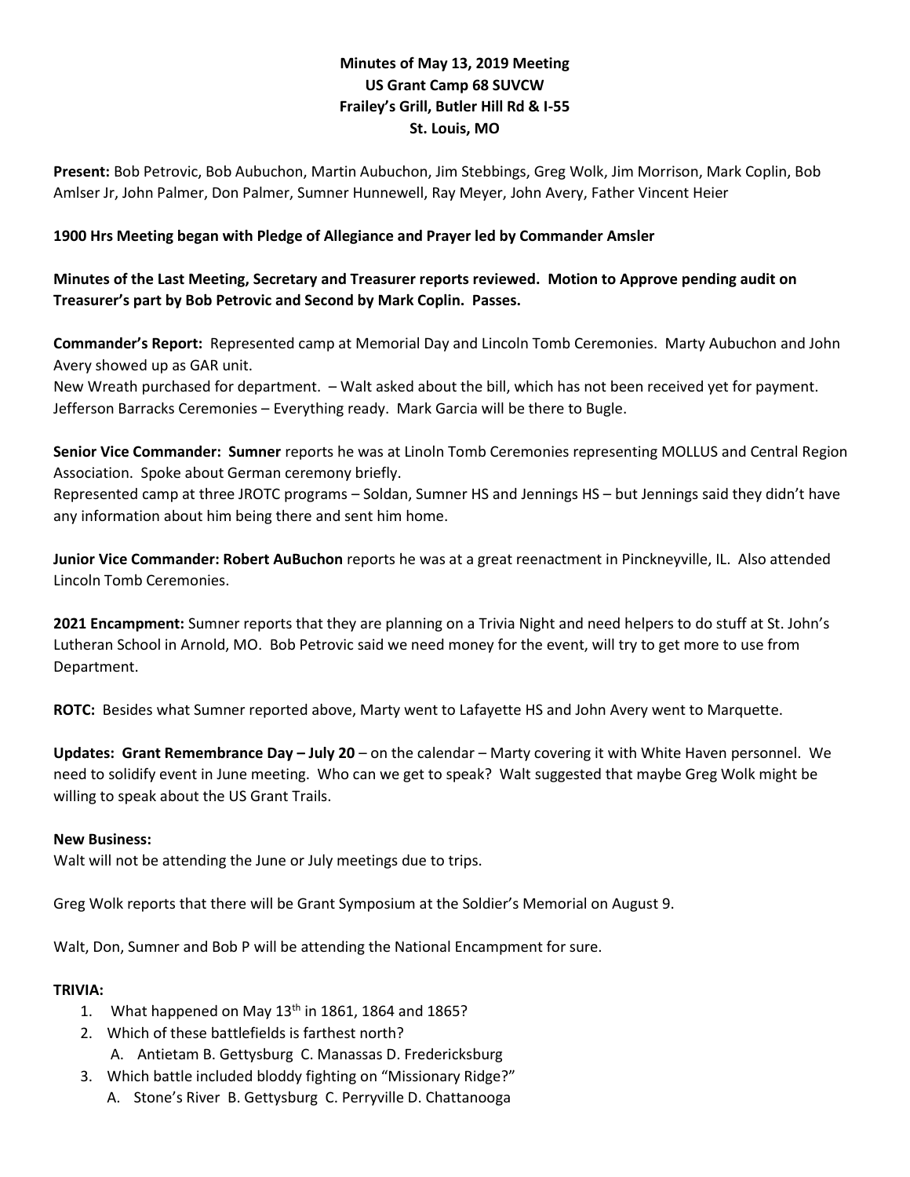**Minutes of May 13, 2019 Meeting**
**US Grant Camp 68 SUVCW**
**Frailey's Grill, Butler Hill Rd & I-55**
**St. Louis, MO**

**Present:** Bob Petrovic, Bob Aubuchon, Martin Aubuchon, Jim Stebbings, Greg Wolk, Jim Morrison, Mark Coplin, Bob Amlser Jr, John Palmer, Don Palmer, Sumner Hunnewell, Ray Meyer, John Avery, Father Vincent Heier

**1900 Hrs Meeting began with Pledge of Allegiance and Prayer led by Commander Amsler**

**Minutes of the Last Meeting, Secretary and Treasurer reports reviewed. Motion to Approve pending audit on Treasurer's part by Bob Petrovic and Second by Mark Coplin. Passes.**

**Commander's Report:** Represented camp at Memorial Day and Lincoln Tomb Ceremonies. Marty Aubuchon and John Avery showed up as GAR unit.
New Wreath purchased for department. – Walt asked about the bill, which has not been received yet for payment.
Jefferson Barracks Ceremonies – Everything ready. Mark Garcia will be there to Bugle.

**Senior Vice Commander: Sumner** reports he was at Linoln Tomb Ceremonies representing MOLLUS and Central Region Association. Spoke about German ceremony briefly.
Represented camp at three JROTC programs – Soldan, Sumner HS and Jennings HS – but Jennings said they didn't have any information about him being there and sent him home.

**Junior Vice Commander: Robert AuBuchon** reports he was at a great reenactment in Pinckneyville, IL. Also attended Lincoln Tomb Ceremonies.

**2021 Encampment:** Sumner reports that they are planning on a Trivia Night and need helpers to do stuff at St. John's Lutheran School in Arnold, MO. Bob Petrovic said we need money for the event, will try to get more to use from Department.

**ROTC:** Besides what Sumner reported above, Marty went to Lafayette HS and John Avery went to Marquette.

**Updates: Grant Remembrance Day – July 20** – on the calendar – Marty covering it with White Haven personnel. We need to solidify event in June meeting. Who can we get to speak? Walt suggested that maybe Greg Wolk might be willing to speak about the US Grant Trails.

**New Business:**

Walt will not be attending the June or July meetings due to trips.

Greg Wolk reports that there will be Grant Symposium at the Soldier's Memorial on August 9.

Walt, Don, Sumner and Bob P will be attending the National Encampment for sure.

**TRIVIA:**

1. What happened on May 13th in 1861, 1864 and 1865?
2. Which of these battlefields is farthest north?
   A. Antietam B. Gettysburg C. Manassas D. Fredericksburg
3. Which battle included bloddy fighting on "Missionary Ridge?"
   A. Stone's River B. Gettysburg C. Perryville D. Chattanooga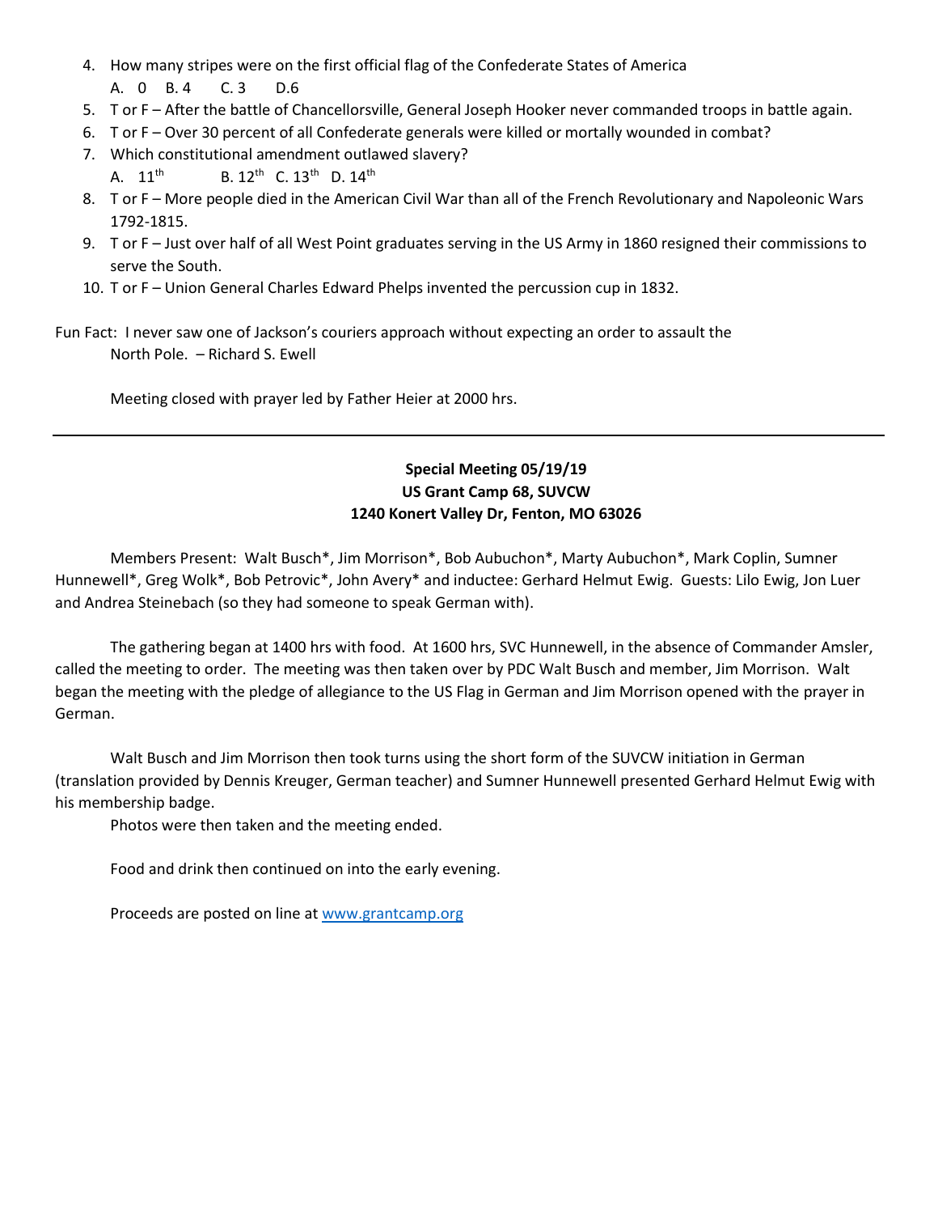4. How many stripes were on the first official flag of the Confederate States of America

   A. 0 B. 4 C. 3 D.6
5. T or F – After the battle of Chancellorsville, General Joseph Hooker never commanded troops in battle again.
6. T or F – Over 30 percent of all Confederate generals were killed or mortally wounded in combat?
7. Which constitutional amendment outlawed slavery?

   A. 11th B. 12th C. 13th D. 14th
8. T or F – More people died in the American Civil War than all of the French Revolutionary and Napoleonic Wars 1792-1815.
9. T or F – Just over half of all West Point graduates serving in the US Army in 1860 resigned their commissions to serve the South.
10. T or F – Union General Charles Edward Phelps invented the percussion cup in 1832.

Fun Fact: I never saw one of Jackson's couriers approach without expecting an order to assault the North Pole. – Richard S. Ewell

Meeting closed with prayer led by Father Heier at 2000 hrs.

---

**Special Meeting 05/19/19**
**US Grant Camp 68, SUVCW**
**1240 Konert Valley Dr, Fenton, MO 63026**

Members Present: Walt Busch*, Jim Morrison*, Bob Aubuchon*, Marty Aubuchon*, Mark Coplin, Sumner Hunnewell*, Greg Wolk*, Bob Petrovic*, John Avery* and inductee: Gerhard Helmut Ewig. Guests: Lilo Ewig, Jon Luer and Andrea Steinebach (so they had someone to speak German with).

The gathering began at 1400 hrs with food. At 1600 hrs, SVC Hunnewell, in the absence of Commander Amsler, called the meeting to order. The meeting was then taken over by PDC Walt Busch and member, Jim Morrison. Walt began the meeting with the pledge of allegiance to the US Flag in German and Jim Morrison opened with the prayer in German.

Walt Busch and Jim Morrison then took turns using the short form of the SUVCW initiation in German (translation provided by Dennis Kreuger, German teacher) and Sumner Hunnewell presented Gerhard Helmut Ewig with his membership badge.

Photos were then taken and the meeting ended.

Food and drink then continued on into the early evening.

Proceeds are posted on line at [www.grantcamp.org](http://www.grantcamp.org)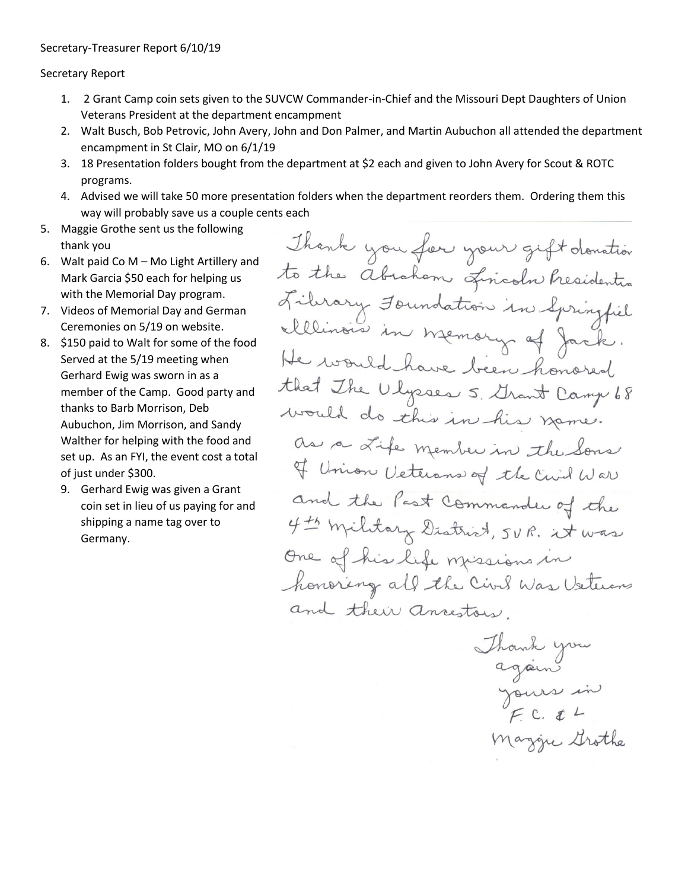Secretary-Treasurer Report 6/10/19

Secretary Report

1. 2 Grant Camp coin sets given to the SUVCW Commander-in-Chief and the Missouri Dept Daughters of Union Veterans President at the department encampment
2. Walt Busch, Bob Petrovic, John Avery, John and Don Palmer, and Martin Aubuchon all attended the department encampment in St Clair, MO on 6/1/19
3. 18 Presentation folders bought from the department at $2 each and given to John Avery for Scout & ROTC programs.
4. Advised we will take 50 more presentation folders when the department reorders them. Ordering them this way will probably save us a couple cents each
5. Maggie Grothe sent us the following thank you
6. Walt paid Co M – Mo Light Artillery and Mark Garcia $50 each for helping us with the Memorial Day program.
7. Videos of Memorial Day and German Ceremonies on 5/19 on website.
8. $150 paid to Walt for some of the food Served at the 5/19 meeting when Gerhard Ewig was sworn in as a member of the Camp. Good party and thanks to Barb Morrison, Deb Aubuchon, Jim Morrison, and Sandy Walther for helping with the food and set up. As an FYI, the event cost a total of just under $300.
9. Gerhard Ewig was given a Grant coin set in lieu of us paying for and shipping a name tag over to Germany.

Thank you for your gift donation to the Abraham Lincoln Presidential Library Foundation in Springfield Illinois in memory of Jack. He would have been honored that The Ulysses S. Grant Camp 68 would do this in his name. As a Life Member in the Sons of Union Veterans of the Civil War and the Past Commander of the 4th Military District, SVR. it was One of his life missions in honoring all the Civil War Veterans and their ancestors.

Thank you again
yours in
F.C. & L
Maggie Grothe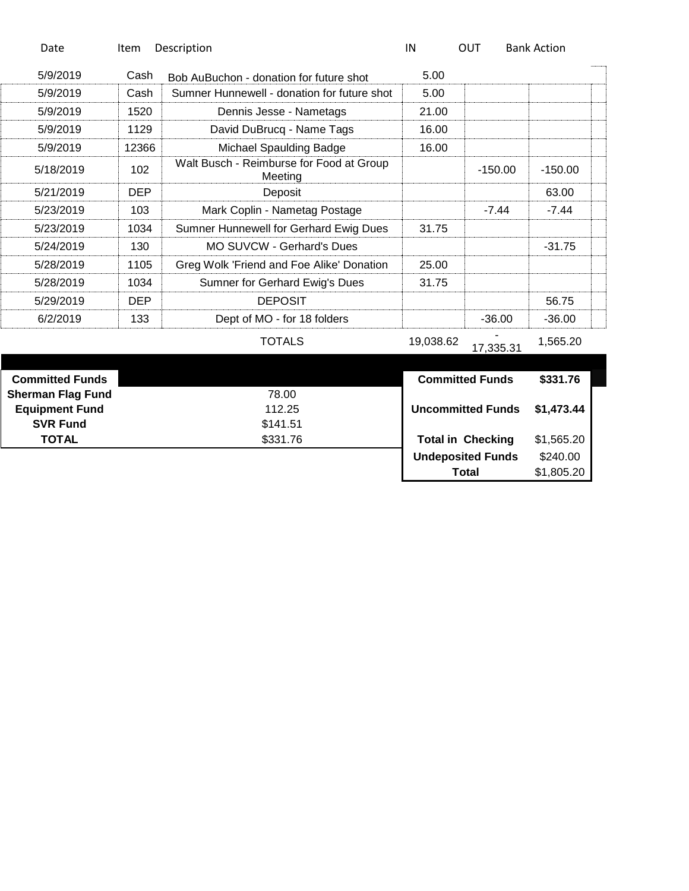| Date | Item | Description | IN | OUT | Bank Action |
|---|---|---|---|---|---|
| 5/9/2019 | Cash | Bob AuBuchon - donation for future shot | 5.00 | | |
| 5/9/2019 | Cash | Sumner Hunnewell - donation for future shot | 5.00 | | |
| 5/9/2019 | 1520 | Dennis Jesse - Nametags | 21.00 | | |
| 5/9/2019 | 1129 | David DuBrucq - Name Tags | 16.00 | | |
| 5/9/2019 | 12366 | Michael Spaulding Badge | 16.00 | | |
| 5/18/2019 | 102 | Walt Busch - Reimburse for Food at Group Meeting | | -150.00 | -150.00 |
| 5/21/2019 | DEP | Deposit | | | 63.00 |
| 5/23/2019 | 103 | Mark Coplin - Nametag Postage | | -7.44 | -7.44 |
| 5/23/2019 | 1034 | Sumner Hunnewell for Gerhard Ewig Dues | 31.75 | | |
| 5/24/2019 | 130 | MO SUVCW - Gerhard's Dues | | | -31.75 |
| 5/28/2019 | 1105 | Greg Wolk 'Friend and Foe Alike' Donation | 25.00 | | |
| 5/28/2019 | 1034 | Sumner for Gerhard Ewig's Dues | 31.75 | | |
| 5/29/2019 | DEP | DEPOSIT | | | 56.75 |
| 6/2/2019 | 133 | Dept of MO - for 18 folders | | -36.00 | -36.00 |
| | | TOTALS | 19,038.62 | -17,335.31 | 1,565.20 |

| Committed Funds | |
|---|---|
| **Sherman Flag Fund** | 78.00 |
| **Equipment Fund** | 112.25 |
| **SVR Fund** | $141.51 |
| **TOTAL** | $331.76 |

| | |
|---|---|
| **Committed Funds** | **$331.76** |
| **Uncommitted Funds** | **$1,473.44** |
| **Total in Checking** | $1,565.20 |
| **Undeposited Funds** | $240.00 |
| **Total** | $1,805.20 |